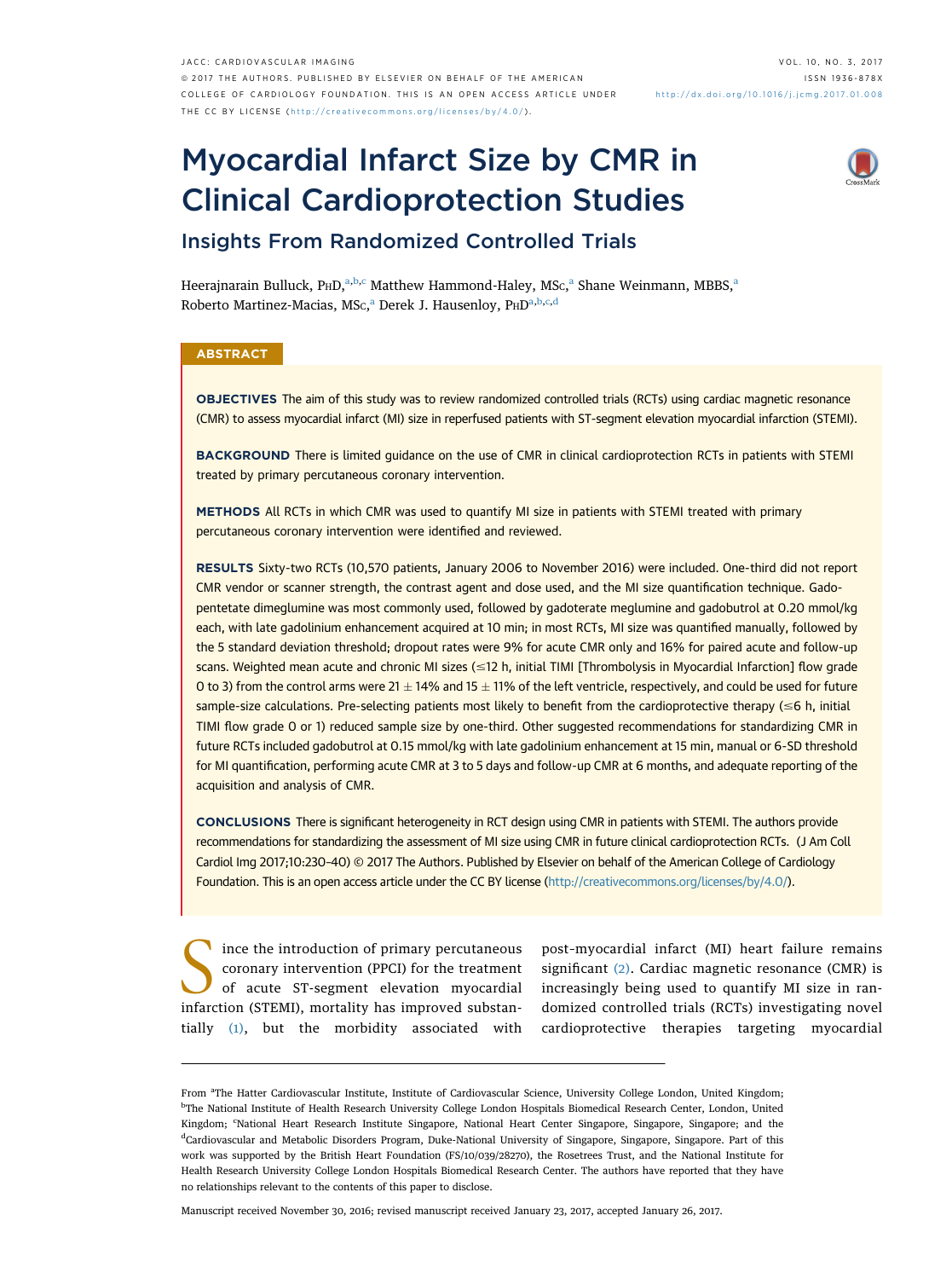# Myocardial Infarct Size by CMR in Clinical Cardioprotection Studies

## Insights From Randomized Controlled Trials

Heerajnarain Bulluck, PhD,[a,b,c] Matthew Hammond-Haley, MSc,[a] Shane Weinmann, MBBS,[a] Roberto Martinez-Macias, MSc,[a] Derek J. Hausenloy, PhD[a,b,c,d]

## ABSTRACT

**OBJECTIVES** The aim of this study was to review randomized controlled trials (RCTs) using cardiac magnetic resonance (CMR) to assess myocardial infarct (MI) size in reperfused patients with ST-segment elevation myocardial infarction (STEMI).

**BACKGROUND** There is limited guidance on the use of CMR in clinical cardioprotection RCTs in patients with STEMI treated by primary percutaneous coronary intervention.

**METHODS** All RCTs in which CMR was used to quantify MI size in patients with STEMI treated with primary percutaneous coronary intervention were identified and reviewed.

**RESULTS** Sixty-two RCTs (10,570 patients, January 2006 to November 2016) were included. One-third did not report CMR vendor or scanner strength, the contrast agent and dose used, and the MI size quantification technique. Gadopentetate dimeglumine was most commonly used, followed by gadoterate meglumine and gadobutrol at 0.20 mmol/kg each, with late gadolinium enhancement acquired at 10 min; in most RCTs, MI size was quantified manually, followed by the 5 standard deviation threshold; dropout rates were 9% for acute CMR only and 16% for paired acute and follow-up scans. Weighted mean acute and chronic MI sizes (≤12 h, initial TIMI [Thrombolysis in Myocardial Infarction] flow grade 0 to 3) from the control arms were 21 ± 14% and 15 ± 11% of the left ventricle, respectively, and could be used for future sample-size calculations. Pre-selecting patients most likely to benefit from the cardioprotective therapy (≤6 h, initial TIMI flow grade 0 or 1) reduced sample size by one-third. Other suggested recommendations for standardizing CMR in future RCTs included gadobutrol at 0.15 mmol/kg with late gadolinium enhancement at 15 min, manual or 6-SD threshold for MI quantification, performing acute CMR at 3 to 5 days and follow-up CMR at 6 months, and adequate reporting of the acquisition and analysis of CMR.

**CONCLUSIONS** There is significant heterogeneity in RCT design using CMR in patients with STEMI. The authors provide recommendations for standardizing the assessment of MI size using CMR in future clinical cardioprotection RCTs. (J Am Coll Cardiol Img 2017;10:230–40) © 2017 The Authors. Published by Elsevier on behalf of the American College of Cardiology Foundation. This is an open access article under the CC BY license (http://creativecommons.org/licenses/by/4.0/).

Since the introduction of primary percutaneous coronary intervention (PPCI) for the treatment of acute ST-segment elevation myocardial infarction (STEMI), mortality has improved substantially (1), but the morbidity associated with post-myocardial infarct (MI) heart failure remains significant (2). Cardiac magnetic resonance (CMR) is increasingly being used to quantify MI size in randomized controlled trials (RCTs) investigating novel cardioprotective therapies targeting myocardial

From [a]The Hatter Cardiovascular Institute, Institute of Cardiovascular Science, University College London, United Kingdom; [b]The National Institute of Health Research University College London Hospitals Biomedical Research Center, London, United Kingdom; [c]National Heart Research Institute Singapore, National Heart Center Singapore, Singapore, Singapore; and the [d]Cardiovascular and Metabolic Disorders Program, Duke-National University of Singapore, Singapore, Singapore. Part of this work was supported by the British Heart Foundation (FS/10/039/28270), the Rosetrees Trust, and the National Institute for Health Research University College London Hospitals Biomedical Research Center. The authors have reported that they have no relationships relevant to the contents of this paper to disclose.

Manuscript received November 30, 2016; revised manuscript received January 23, 2017, accepted January 26, 2017.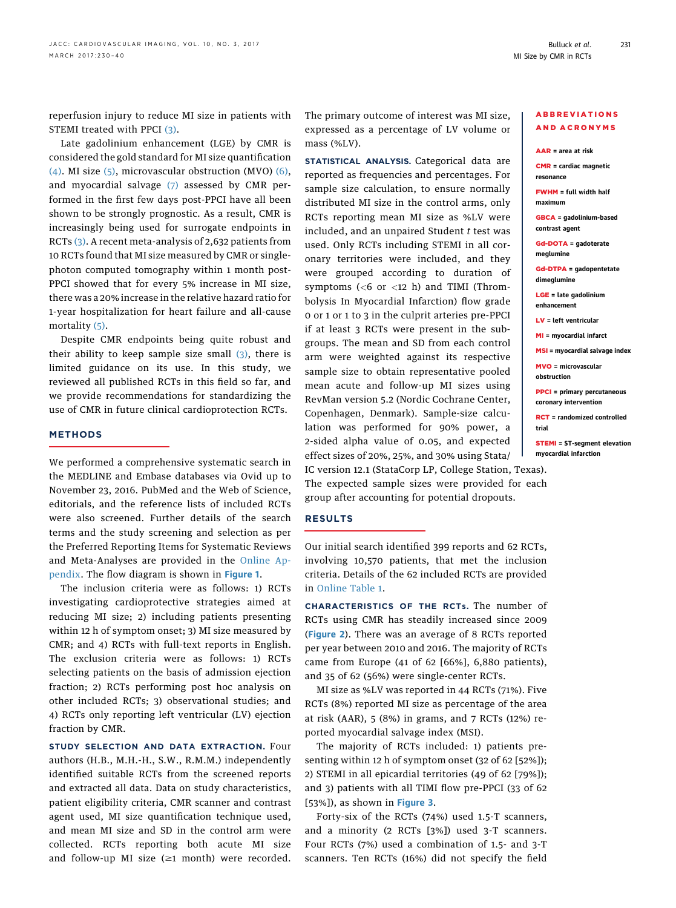reperfusion injury to reduce MI size in patients with STEMI treated with PPCI (3).

Late gadolinium enhancement (LGE) by CMR is considered the gold standard for MI size quantification (4). MI size (5), microvascular obstruction (MVO) (6), and myocardial salvage (7) assessed by CMR performed in the first few days post-PPCI have all been shown to be strongly prognostic. As a result, CMR is increasingly being used for surrogate endpoints in RCTs (3). A recent meta-analysis of 2,632 patients from 10 RCTs found that MI size measured by CMR or single-photon computed tomography within 1 month post-PPCI showed that for every 5% increase in MI size, there was a 20% increase in the relative hazard ratio for 1-year hospitalization for heart failure and all-cause mortality (5).

Despite CMR endpoints being quite robust and their ability to keep sample size small (3), there is limited guidance on its use. In this study, we reviewed all published RCTs in this field so far, and we provide recommendations for standardizing the use of CMR in future clinical cardioprotection RCTs.

## METHODS

We performed a comprehensive systematic search in the MEDLINE and Embase databases via Ovid up to November 23, 2016. PubMed and the Web of Science, editorials, and the reference lists of included RCTs were also screened. Further details of the search terms and the study screening and selection as per the Preferred Reporting Items for Systematic Reviews and Meta-Analyses are provided in the Online Appendix. The flow diagram is shown in **Figure 1**.

The inclusion criteria were as follows: 1) RCTs investigating cardioprotective strategies aimed at reducing MI size; 2) including patients presenting within 12 h of symptom onset; 3) MI size measured by CMR; and 4) RCTs with full-text reports in English. The exclusion criteria were as follows: 1) RCTs selecting patients on the basis of admission ejection fraction; 2) RCTs performing post hoc analysis on other included RCTs; 3) observational studies; and 4) RCTs only reporting left ventricular (LV) ejection fraction by CMR.

**STUDY SELECTION AND DATA EXTRACTION.** Four authors (H.B., M.H.-H., S.W., R.M.M.) independently identified suitable RCTs from the screened reports and extracted all data. Data on study characteristics, patient eligibility criteria, CMR scanner and contrast agent used, MI size quantification technique used, and mean MI size and SD in the control arm were collected. RCTs reporting both acute MI size and follow-up MI size (≥1 month) were recorded. The primary outcome of interest was MI size, expressed as a percentage of LV volume or mass (%LV).

**STATISTICAL ANALYSIS.** Categorical data are reported as frequencies and percentages. For sample size calculation, to ensure normally distributed MI size in the control arms, only RCTs reporting mean MI size as %LV were included, and an unpaired Student *t* test was used. Only RCTs including STEMI in all coronary territories were included, and they were grouped according to duration of symptoms (<6 or <12 h) and TIMI (Thrombolysis In Myocardial Infarction) flow grade 0 or 1 or 1 to 3 in the culprit arteries pre-PPCI if at least 3 RCTs were present in the subgroups. The mean and SD from each control arm were weighted against its respective sample size to obtain representative pooled mean acute and follow-up MI sizes using RevMan version 5.2 (Nordic Cochrane Center, Copenhagen, Denmark). Sample-size calculation was performed for 90% power, a 2-sided alpha value of 0.05, and expected effect sizes of 20%, 25%, and 30% using Stata/IC version 12.1 (StataCorp LP, College Station, Texas). The expected sample sizes were provided for each group after accounting for potential dropouts.

## RESULTS

Our initial search identified 399 reports and 62 RCTs, involving 10,570 patients, that met the inclusion criteria. Details of the 62 included RCTs are provided in Online Table 1.

**CHARACTERISTICS OF THE RCTs.** The number of RCTs using CMR has steadily increased since 2009 (**Figure 2**). There was an average of 8 RCTs reported per year between 2010 and 2016. The majority of RCTs came from Europe (41 of 62 [66%], 6,880 patients), and 35 of 62 (56%) were single-center RCTs.

MI size as %LV was reported in 44 RCTs (71%). Five RCTs (8%) reported MI size as percentage of the area at risk (AAR), 5 (8%) in grams, and 7 RCTs (12%) reported myocardial salvage index (MSI).

The majority of RCTs included: 1) patients presenting within 12 h of symptom onset (32 of 62 [52%]); 2) STEMI in all epicardial territories (49 of 62 [79%]); and 3) patients with all TIMI flow pre-PPCI (33 of 62 [53%]), as shown in **Figure 3**.

Forty-six of the RCTs (74%) used 1.5-T scanners, and a minority (2 RCTs [3%]) used 3-T scanners. Four RCTs (7%) used a combination of 1.5- and 3-T scanners. Ten RCTs (16%) did not specify the field

**ABBREVIATIONS AND ACRONYMS**

**AAR** = area at risk

**CMR** = cardiac magnetic resonance

**FWHM** = full width half maximum

**GBCA** = gadolinium-based contrast agent

**Gd-DOTA** = gadoterate meglumine

**Gd-DTPA** = gadopentetate dimeglumine

**LGE** = late gadolinium enhancement

**LV** = left ventricular

**MI** = myocardial infarct

**MSI** = myocardial salvage index

**MVO** = microvascular obstruction

**PPCI** = primary percutaneous coronary intervention

**RCT** = randomized controlled trial

**STEMI** = ST-segment elevation myocardial infarction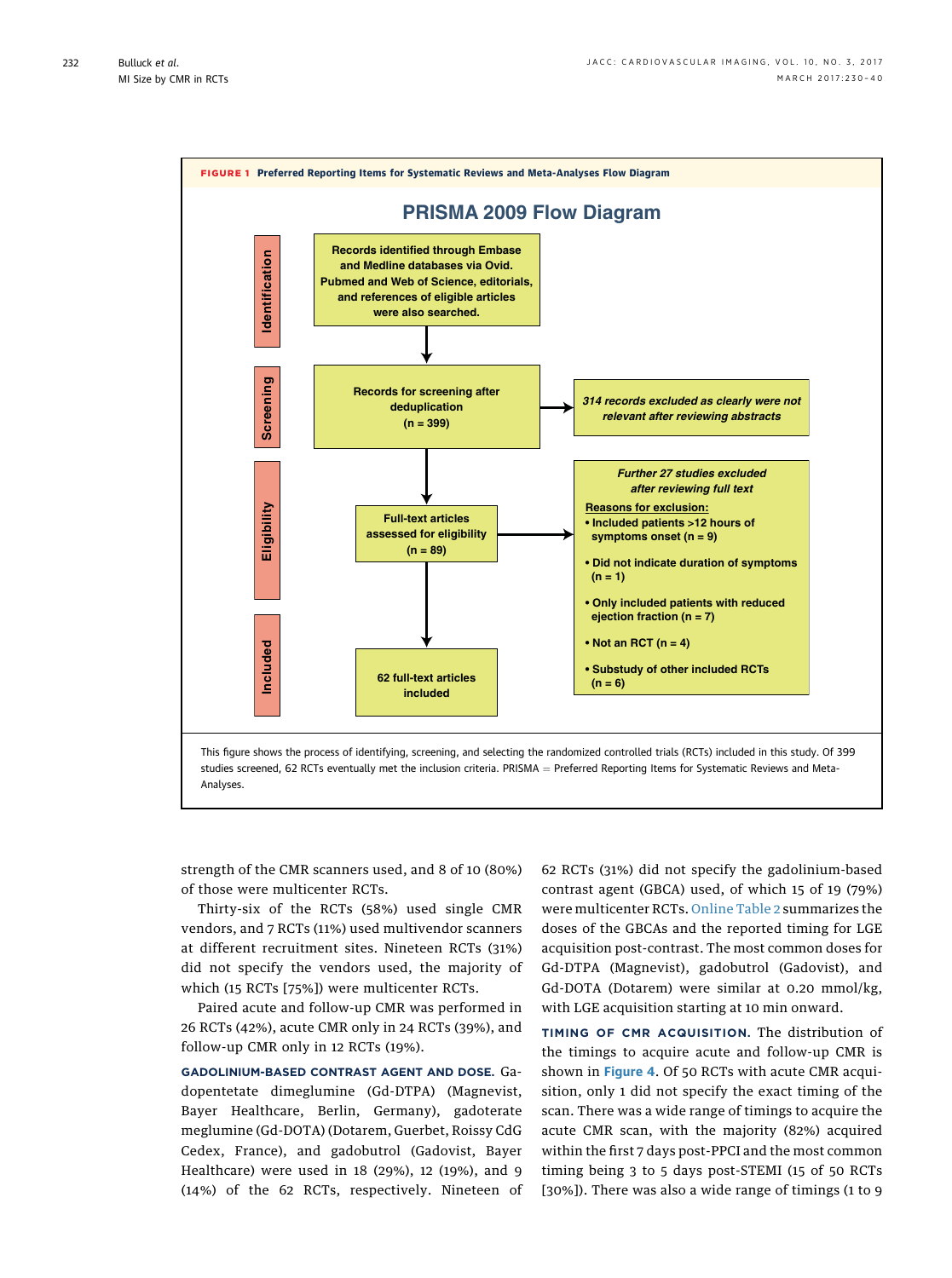**FIGURE 1 Preferred Reporting Items for Systematic Reviews and Meta-Analyses Flow Diagram**

**PRISMA 2009 Flow Diagram**

**Identification**

Records identified through Embase and Medline databases via Ovid. Pubmed and Web of Science, editorials, and references of eligible articles were also searched.

**Screening**

Records for screening after deduplication (n = 399)

*314 records excluded as clearly were not relevant after reviewing abstracts*

**Eligibility**

Full-text articles assessed for eligibility (n = 89)

*Further 27 studies excluded after reviewing full text*

Reasons for exclusion:

- Included patients >12 hours of symptoms onset (n = 9)
- Did not indicate duration of symptoms (n = 1)
- Only included patients with reduced ejection fraction (n = 7)
- Not an RCT (n = 4)
- Substudy of other included RCTs (n = 6)

**Included**

62 full-text articles included

This figure shows the process of identifying, screening, and selecting the randomized controlled trials (RCTs) included in this study. Of 399 studies screened, 62 RCTs eventually met the inclusion criteria. PRISMA = Preferred Reporting Items for Systematic Reviews and Meta-Analyses.

strength of the CMR scanners used, and 8 of 10 (80%) of those were multicenter RCTs.

Thirty-six of the RCTs (58%) used single CMR vendors, and 7 RCTs (11%) used multivendor scanners at different recruitment sites. Nineteen RCTs (31%) did not specify the vendors used, the majority of which (15 RCTs [75%]) were multicenter RCTs.

Paired acute and follow-up CMR was performed in 26 RCTs (42%), acute CMR only in 24 RCTs (39%), and follow-up CMR only in 12 RCTs (19%).

**GADOLINIUM-BASED CONTRAST AGENT AND DOSE.** Gadopentetate dimeglumine (Gd-DTPA) (Magnevist, Bayer Healthcare, Berlin, Germany), gadoterate meglumine (Gd-DOTA) (Dotarem, Guerbet, Roissy CdG Cedex, France), and gadobutrol (Gadovist, Bayer Healthcare) were used in 18 (29%), 12 (19%), and 9 (14%) of the 62 RCTs, respectively. Nineteen of 62 RCTs (31%) did not specify the gadolinium-based contrast agent (GBCA) used, of which 15 of 19 (79%) were multicenter RCTs. Online Table 2 summarizes the doses of the GBCAs and the reported timing for LGE acquisition post-contrast. The most common doses for Gd-DTPA (Magnevist), gadobutrol (Gadovist), and Gd-DOTA (Dotarem) were similar at 0.20 mmol/kg, with LGE acquisition starting at 10 min onward.

**TIMING OF CMR ACQUISITION.** The distribution of the timings to acquire acute and follow-up CMR is shown in Figure 4. Of 50 RCTs with acute CMR acquisition, only 1 did not specify the exact timing of the scan. There was a wide range of timings to acquire the acute CMR scan, with the majority (82%) acquired within the first 7 days post-PPCI and the most common timing being 3 to 5 days post-STEMI (15 of 50 RCTs [30%]). There was also a wide range of timings (1 to 9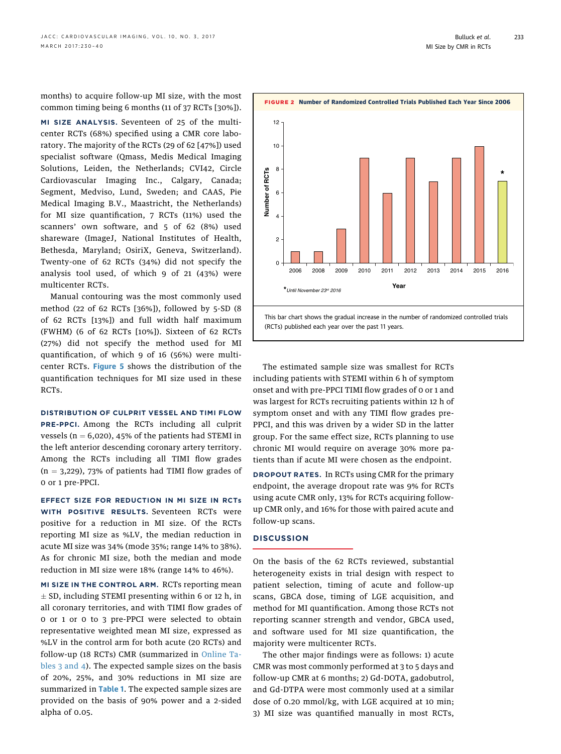months) to acquire follow-up MI size, with the most common timing being 6 months (11 of 37 RCTs [30%]).

**MI SIZE ANALYSIS.** Seventeen of 25 of the multicenter RCTs (68%) specified using a CMR core laboratory. The majority of the RCTs (29 of 62 [47%]) used specialist software (Qmass, Medis Medical Imaging Solutions, Leiden, the Netherlands; CVI42, Circle Cardiovascular Imaging Inc., Calgary, Canada; Segment, Medviso, Lund, Sweden; and CAAS, Pie Medical Imaging B.V., Maastricht, the Netherlands) for MI size quantification, 7 RCTs (11%) used the scanners' own software, and 5 of 62 (8%) used shareware (ImageJ, National Institutes of Health, Bethesda, Maryland; OsiriX, Geneva, Switzerland). Twenty-one of 62 RCTs (34%) did not specify the analysis tool used, of which 9 of 21 (43%) were multicenter RCTs.

Manual contouring was the most commonly used method (22 of 62 RCTs [36%]), followed by 5-SD (8 of 62 RCTs [13%]) and full width half maximum (FWHM) (6 of 62 RCTs [10%]). Sixteen of 62 RCTs (27%) did not specify the method used for MI quantification, of which 9 of 16 (56%) were multicenter RCTs. Figure 5 shows the distribution of the quantification techniques for MI size used in these RCTs.

**DISTRIBUTION OF CULPRIT VESSEL AND TIMI FLOW PRE-PPCI.** Among the RCTs including all culprit vessels (n = 6,020), 45% of the patients had STEMI in the left anterior descending coronary artery territory. Among the RCTs including all TIMI flow grades (n = 3,229), 73% of patients had TIMI flow grades of 0 or 1 pre-PPCI.

**EFFECT SIZE FOR REDUCTION IN MI SIZE IN RCTs WITH POSITIVE RESULTS.** Seventeen RCTs were positive for a reduction in MI size. Of the RCTs reporting MI size as %LV, the median reduction in acute MI size was 34% (mode 35%; range 14% to 38%). As for chronic MI size, both the median and mode reduction in MI size were 18% (range 14% to 46%).

**MI SIZE IN THE CONTROL ARM.** RCTs reporting mean ± SD, including STEMI presenting within 6 or 12 h, in all coronary territories, and with TIMI flow grades of 0 or 1 or 0 to 3 pre-PPCI were selected to obtain representative weighted mean MI size, expressed as %LV in the control arm for both acute (20 RCTs) and follow-up (18 RCTs) CMR (summarized in Online Tables 3 and 4). The expected sample sizes on the basis of 20%, 25%, and 30% reductions in MI size are summarized in Table 1. The expected sample sizes are provided on the basis of 90% power and a 2-sided alpha of 0.05.

**FIGURE 2** Number of Randomized Controlled Trials Published Each Year Since 2006

| Year | Number of RCTs |
|---|---|
| 2006 | 1 |
| 2008 | 1 |
| 2009 | 3 |
| 2010 | 9 |
| 2011 | 6 |
| 2012 | 9 |
| 2013 | 7 |
| 2014 | 9 |
| 2015 | 10 |
| 2016* | 7 |

*Until November 23rd 2016

This bar chart shows the gradual increase in the number of randomized controlled trials (RCTs) published each year over the past 11 years.

The estimated sample size was smallest for RCTs including patients with STEMI within 6 h of symptom onset and with pre-PPCI TIMI flow grades of 0 or 1 and was largest for RCTs recruiting patients within 12 h of symptom onset and with any TIMI flow grades pre-PPCI, and this was driven by a wider SD in the latter group. For the same effect size, RCTs planning to use chronic MI would require on average 30% more patients than if acute MI were chosen as the endpoint.

**DROPOUT RATES.** In RCTs using CMR for the primary endpoint, the average dropout rate was 9% for RCTs using acute CMR only, 13% for RCTs acquiring follow-up CMR only, and 16% for those with paired acute and follow-up scans.

## DISCUSSION

On the basis of the 62 RCTs reviewed, substantial heterogeneity exists in trial design with respect to patient selection, timing of acute and follow-up scans, GBCA dose, timing of LGE acquisition, and method for MI quantification. Among those RCTs not reporting scanner strength and vendor, GBCA used, and software used for MI size quantification, the majority were multicenter RCTs.

The other major findings were as follows: 1) acute CMR was most commonly performed at 3 to 5 days and follow-up CMR at 6 months; 2) Gd-DOTA, gadobutrol, and Gd-DTPA were most commonly used at a similar dose of 0.20 mmol/kg, with LGE acquired at 10 min; 3) MI size was quantified manually in most RCTs,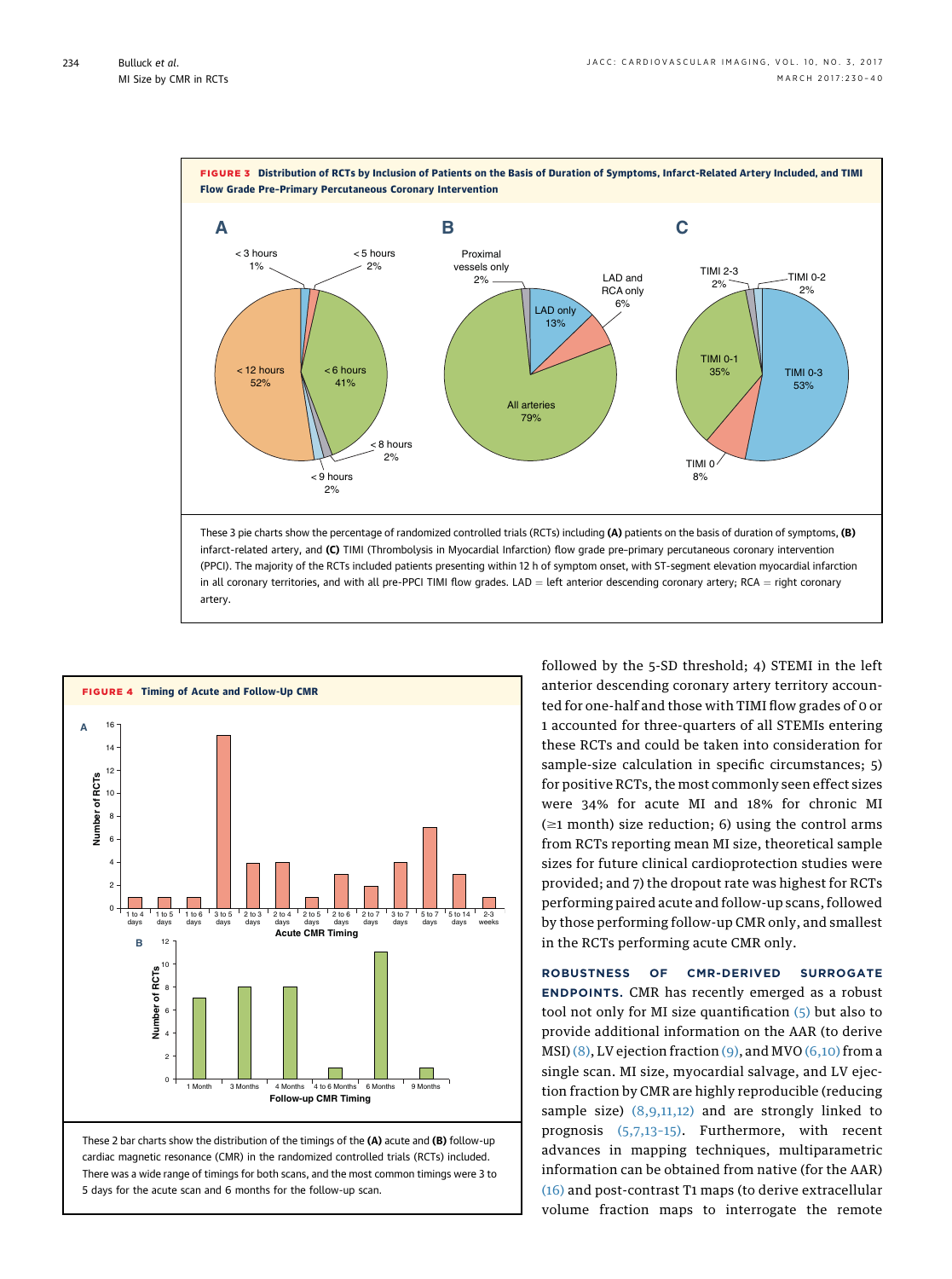**FIGURE 3 Distribution of RCTs by Inclusion of Patients on the Basis of Duration of Symptoms, Infarct-Related Artery Included, and TIMI Flow Grade Pre-Primary Percutaneous Coronary Intervention**

These 3 pie charts show the percentage of randomized controlled trials (RCTs) including **(A)** patients on the basis of duration of symptoms, **(B)** infarct-related artery, and **(C)** TIMI (Thrombolysis in Myocardial Infarction) flow grade pre-primary percutaneous coronary intervention (PPCI). The majority of the RCTs included patients presenting within 12 h of symptom onset, with ST-segment elevation myocardial infarction in all coronary territories, and with all pre-PPCI TIMI flow grades. LAD = left anterior descending coronary artery; RCA = right coronary artery.

**FIGURE 4 Timing of Acute and Follow-Up CMR**

These 2 bar charts show the distribution of the timings of the **(A)** acute and **(B)** follow-up cardiac magnetic resonance (CMR) in the randomized controlled trials (RCTs) included. There was a wide range of timings for both scans, and the most common timings were 3 to 5 days for the acute scan and 6 months for the follow-up scan.

followed by the 5-SD threshold; 4) STEMI in the left anterior descending coronary artery territory accounted for one-half and those with TIMI flow grades of 0 or 1 accounted for three-quarters of all STEMIs entering these RCTs and could be taken into consideration for sample-size calculation in specific circumstances; 5) for positive RCTs, the most commonly seen effect sizes were 34% for acute MI and 18% for chronic MI (≥1 month) size reduction; 6) using the control arms from RCTs reporting mean MI size, theoretical sample sizes for future clinical cardioprotection studies were provided; and 7) the dropout rate was highest for RCTs performing paired acute and follow-up scans, followed by those performing follow-up CMR only, and smallest in the RCTs performing acute CMR only.

**ROBUSTNESS OF CMR-DERIVED SURROGATE ENDPOINTS.** CMR has recently emerged as a robust tool not only for MI size quantification (5) but also to provide additional information on the AAR (to derive MSI) (8), LV ejection fraction (9), and MVO (6,10) from a single scan. MI size, myocardial salvage, and LV ejection fraction by CMR are highly reproducible (reducing sample size) (8,9,11,12) and are strongly linked to prognosis (5,7,13–15). Furthermore, with recent advances in mapping techniques, multiparametric information can be obtained from native (for the AAR) (16) and post-contrast T1 maps (to derive extracellular volume fraction maps to interrogate the remote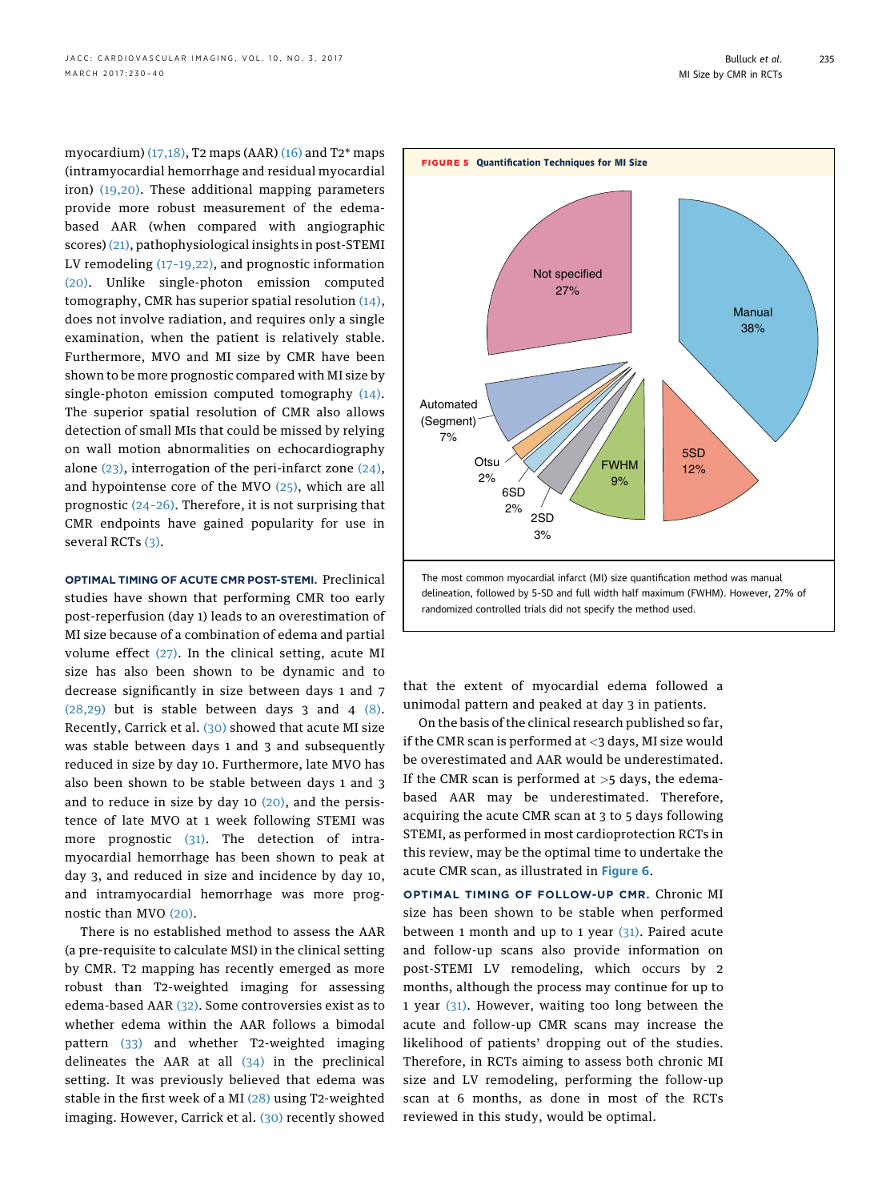myocardium) (17,18), T2 maps (AAR) (16) and T2* maps (intramyocardial hemorrhage and residual myocardial iron) (19,20). These additional mapping parameters provide more robust measurement of the edema-based AAR (when compared with angiographic scores) (21), pathophysiological insights in post-STEMI LV remodeling (17–19,22), and prognostic information (20). Unlike single-photon emission computed tomography, CMR has superior spatial resolution (14), does not involve radiation, and requires only a single examination, when the patient is relatively stable. Furthermore, MVO and MI size by CMR have been shown to be more prognostic compared with MI size by single-photon emission computed tomography (14). The superior spatial resolution of CMR also allows detection of small MIs that could be missed by relying on wall motion abnormalities on echocardiography alone (23), interrogation of the peri-infarct zone (24), and hypointense core of the MVO (25), which are all prognostic (24–26). Therefore, it is not surprising that CMR endpoints have gained popularity for use in several RCTs (3).

**OPTIMAL TIMING OF ACUTE CMR POST-STEMI.** Preclinical studies have shown that performing CMR too early post-reperfusion (day 1) leads to an overestimation of MI size because of a combination of edema and partial volume effect (27). In the clinical setting, acute MI size has also been shown to be dynamic and to decrease significantly in size between days 1 and 7 (28,29) but is stable between days 3 and 4 (8). Recently, Carrick et al. (30) showed that acute MI size was stable between days 1 and 3 and subsequently reduced in size by day 10. Furthermore, late MVO has also been shown to be stable between days 1 and 3 and to reduce in size by day 10 (20), and the persistence of late MVO at 1 week following STEMI was more prognostic (31). The detection of intramyocardial hemorrhage has been shown to peak at day 3, and reduced in size and incidence by day 10, and intramyocardial hemorrhage was more prognostic than MVO (20).

There is no established method to assess the AAR (a pre-requisite to calculate MSI) in the clinical setting by CMR. T2 mapping has recently emerged as more robust than T2-weighted imaging for assessing edema-based AAR (32). Some controversies exist as to whether edema within the AAR follows a bimodal pattern (33) and whether T2-weighted imaging delineates the AAR at all (34) in the preclinical setting. It was previously believed that edema was stable in the first week of a MI (28) using T2-weighted imaging. However, Carrick et al. (30) recently showed that the extent of myocardial edema followed a unimodal pattern and peaked at day 3 in patients.

**FIGURE 5 Quantification Techniques for MI Size**

| Method | % |
|---|---|
| Manual | 38% |
| Not specified | 27% |
| 5SD | 12% |
| FWHM | 9% |
| Automated (Segment) | 7% |
| 2SD | 3% |
| Otsu | 2% |
| 6SD | 2% |

The most common myocardial infarct (MI) size quantification method was manual delineation, followed by 5-SD and full width half maximum (FWHM). However, 27% of randomized controlled trials did not specify the method used.

On the basis of the clinical research published so far, if the CMR scan is performed at <3 days, MI size would be overestimated and AAR would be underestimated. If the CMR scan is performed at >5 days, the edema-based AAR may be underestimated. Therefore, acquiring the acute CMR scan at 3 to 5 days following STEMI, as performed in most cardioprotection RCTs in this review, may be the optimal time to undertake the acute CMR scan, as illustrated in Figure 6.

**OPTIMAL TIMING OF FOLLOW-UP CMR.** Chronic MI size has been shown to be stable when performed between 1 month and up to 1 year (31). Paired acute and follow-up scans also provide information on post-STEMI LV remodeling, which occurs by 2 months, although the process may continue for up to 1 year (31). However, waiting too long between the acute and follow-up CMR scans may increase the likelihood of patients' dropping out of the studies. Therefore, in RCTs aiming to assess both chronic MI size and LV remodeling, performing the follow-up scan at 6 months, as done in most of the RCTs reviewed in this study, would be optimal.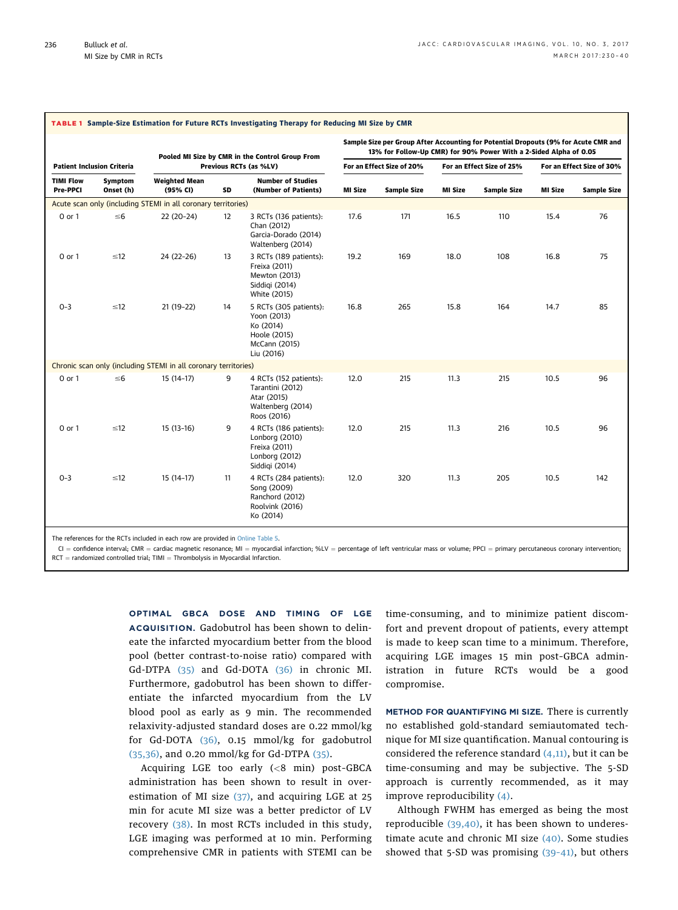**TABLE 1 Sample-Size Estimation for Future RCTs Investigating Therapy for Reducing MI Size by CMR**

| Patient Inclusion Criteria | | Pooled MI Size by CMR in the Control Group From Previous RCTs (as %LV) | | | Sample Size per Group After Accounting for Potential Dropouts (9% for Acute CMR and 13% for Follow-Up CMR) for 90% Power With a 2-Sided Alpha of 0.05 | | | | | |
|---|---|---|---|---|---|---|---|---|---|---|
| | | | | | For an Effect Size of 20% | | For an Effect Size of 25% | | For an Effect Size of 30% | |
| TIMI Flow Pre-PPCI | Symptom Onset (h) | Weighted Mean (95% CI) | SD | Number of Studies (Number of Patients) | MI Size | Sample Size | MI Size | Sample Size | MI Size | Sample Size |
| Acute scan only (including STEMI in all coronary territories) | | | | | | | | | | |
| 0 or 1 | ≤6 | 22 (20–24) | 12 | 3 RCTs (136 patients): Chan (2012) Garcia-Dorado (2014) Waltenberg (2014) | 17.6 | 171 | 16.5 | 110 | 15.4 | 76 |
| 0 or 1 | ≤12 | 24 (22–26) | 13 | 3 RCTs (189 patients): Freixa (2011) Mewton (2013) Siddiqi (2014) White (2015) | 19.2 | 169 | 18.0 | 108 | 16.8 | 75 |
| 0–3 | ≤12 | 21 (19–22) | 14 | 5 RCTs (305 patients): Yoon (2013) Ko (2014) Hoole (2015) McCann (2015) Liu (2016) | 16.8 | 265 | 15.8 | 164 | 14.7 | 85 |
| Chronic scan only (including STEMI in all coronary territories) | | | | | | | | | | |
| 0 or 1 | ≤6 | 15 (14–17) | 9 | 4 RCTs (152 patients): Tarantini (2012) Atar (2015) Waltenberg (2014) Roos (2016) | 12.0 | 215 | 11.3 | 215 | 10.5 | 96 |
| 0 or 1 | ≤12 | 15 (13–16) | 9 | 4 RCTs (186 patients): Lonborg (2010) Freixa (2011) Lonborg (2012) Siddiqi (2014) | 12.0 | 215 | 11.3 | 216 | 10.5 | 96 |
| 0–3 | ≤12 | 15 (14–17) | 11 | 4 RCTs (284 patients): Song (2009) Ranchord (2012) Roolvink (2016) Ko (2014) | 12.0 | 320 | 11.3 | 205 | 10.5 | 142 |

The references for the RCTs included in each row are provided in Online Table 5.

CI = confidence interval; CMR = cardiac magnetic resonance; MI = myocardial infarction; %LV = percentage of left ventricular mass or volume; PPCI = primary percutaneous coronary intervention; RCT = randomized controlled trial; TIMI = Thrombolysis in Myocardial Infarction.

**OPTIMAL GBCA DOSE AND TIMING OF LGE ACQUISITION.** Gadobutrol has been shown to delineate the infarcted myocardium better from the blood pool (better contrast-to-noise ratio) compared with Gd-DTPA (35) and Gd-DOTA (36) in chronic MI. Furthermore, gadobutrol has been shown to differentiate the infarcted myocardium from the LV blood pool as early as 9 min. The recommended relaxivity-adjusted standard doses are 0.22 mmol/kg for Gd-DOTA (36), 0.15 mmol/kg for gadobutrol (35,36), and 0.20 mmol/kg for Gd-DTPA (35).

Acquiring LGE too early (<8 min) post-GBCA administration has been shown to result in overestimation of MI size (37), and acquiring LGE at 25 min for acute MI size was a better predictor of LV recovery (38). In most RCTs included in this study, LGE imaging was performed at 10 min. Performing comprehensive CMR in patients with STEMI can be time-consuming, and to minimize patient discomfort and prevent dropout of patients, every attempt is made to keep scan time to a minimum. Therefore, acquiring LGE images 15 min post-GBCA administration in future RCTs would be a good compromise.

**METHOD FOR QUANTIFYING MI SIZE.** There is currently no established gold-standard semiautomated technique for MI size quantification. Manual contouring is considered the reference standard (4,11), but it can be time-consuming and may be subjective. The 5-SD approach is currently recommended, as it may improve reproducibility (4).

Although FWHM has emerged as being the most reproducible (39,40), it has been shown to underestimate acute and chronic MI size (40). Some studies showed that 5-SD was promising (39–41), but others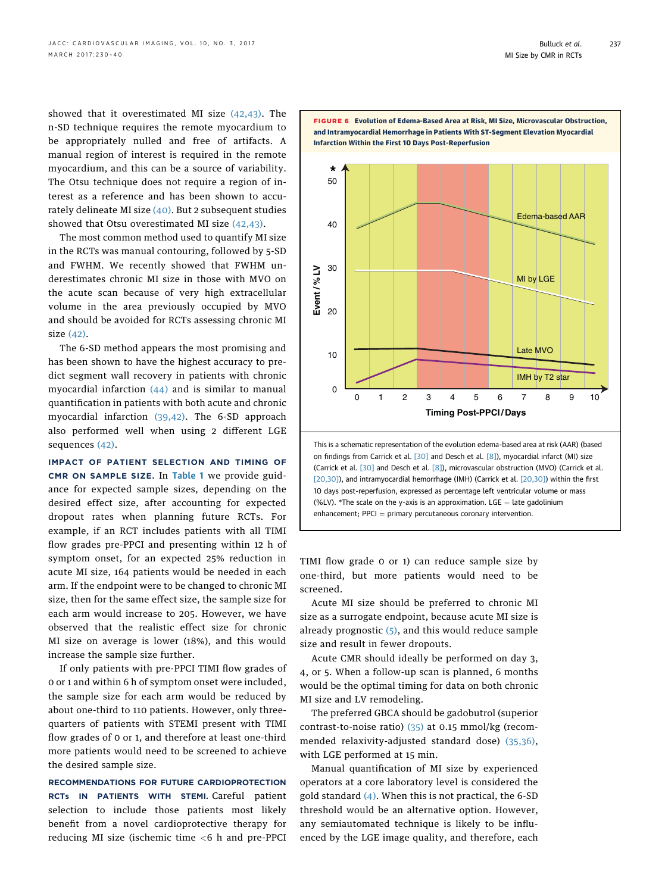showed that it overestimated MI size (42,43). The n-SD technique requires the remote myocardium to be appropriately nulled and free of artifacts. A manual region of interest is required in the remote myocardium, and this can be a source of variability. The Otsu technique does not require a region of interest as a reference and has been shown to accurately delineate MI size (40). But 2 subsequent studies showed that Otsu overestimated MI size (42,43).

The most common method used to quantify MI size in the RCTs was manual contouring, followed by 5-SD and FWHM. We recently showed that FWHM underestimates chronic MI size in those with MVO on the acute scan because of very high extracellular volume in the area previously occupied by MVO and should be avoided for RCTs assessing chronic MI size (42).

The 6-SD method appears the most promising and has been shown to have the highest accuracy to predict segment wall recovery in patients with chronic myocardial infarction (44) and is similar to manual quantification in patients with both acute and chronic myocardial infarction (39,42). The 6-SD approach also performed well when using 2 different LGE sequences (42).

**IMPACT OF PATIENT SELECTION AND TIMING OF CMR ON SAMPLE SIZE.** In Table 1 we provide guidance for expected sample sizes, depending on the desired effect size, after accounting for expected dropout rates when planning future RCTs. For example, if an RCT includes patients with all TIMI flow grades pre-PPCI and presenting within 12 h of symptom onset, for an expected 25% reduction in acute MI size, 164 patients would be needed in each arm. If the endpoint were to be changed to chronic MI size, then for the same effect size, the sample size for each arm would increase to 205. However, we have observed that the realistic effect size for chronic MI size on average is lower (18%), and this would increase the sample size further.

If only patients with pre-PPCI TIMI flow grades of 0 or 1 and within 6 h of symptom onset were included, the sample size for each arm would be reduced by about one-third to 110 patients. However, only three-quarters of patients with STEMI present with TIMI flow grades of 0 or 1, and therefore at least one-third more patients would need to be screened to achieve the desired sample size.

**RECOMMENDATIONS FOR FUTURE CARDIOPROTECTION RCTs IN PATIENTS WITH STEMI.** Careful patient selection to include those patients most likely benefit from a novel cardioprotective therapy for reducing MI size (ischemic time <6 h and pre-PPCI TIMI flow grade 0 or 1) can reduce sample size by one-third, but more patients would need to be screened.

Acute MI size should be preferred to chronic MI size as a surrogate endpoint, because acute MI size is already prognostic (5), and this would reduce sample size and result in fewer dropouts.

Acute CMR should ideally be performed on day 3, 4, or 5. When a follow-up scan is planned, 6 months would be the optimal timing for data on both chronic MI size and LV remodeling.

The preferred GBCA should be gadobutrol (superior contrast-to-noise ratio) (35) at 0.15 mmol/kg (recommended relaxivity-adjusted standard dose) (35,36), with LGE performed at 15 min.

Manual quantification of MI size by experienced operators at a core laboratory level is considered the gold standard (4). When this is not practical, the 6-SD threshold would be an alternative option. However, any semiautomated technique is likely to be influenced by the LGE image quality, and therefore, each

**FIGURE 6 Evolution of Edema-Based Area at Risk, MI Size, Microvascular Obstruction, and Intramyocardial Hemorrhage in Patients With ST-Segment Elevation Myocardial Infarction Within the First 10 Days Post-Reperfusion**

This is a schematic representation of the evolution edema-based area at risk (AAR) (based on findings from Carrick et al. [30] and Desch et al. [8]), myocardial infarct (MI) size (Carrick et al. [30] and Desch et al. [8]), microvascular obstruction (MVO) (Carrick et al. [20,30]), and intramyocardial hemorrhage (IMH) (Carrick et al. [20,30]) within the first 10 days post-reperfusion, expressed as percentage left ventricular volume or mass (%LV). *The scale on the y-axis is an approximation. LGE = late gadolinium enhancement; PPCI = primary percutaneous coronary intervention.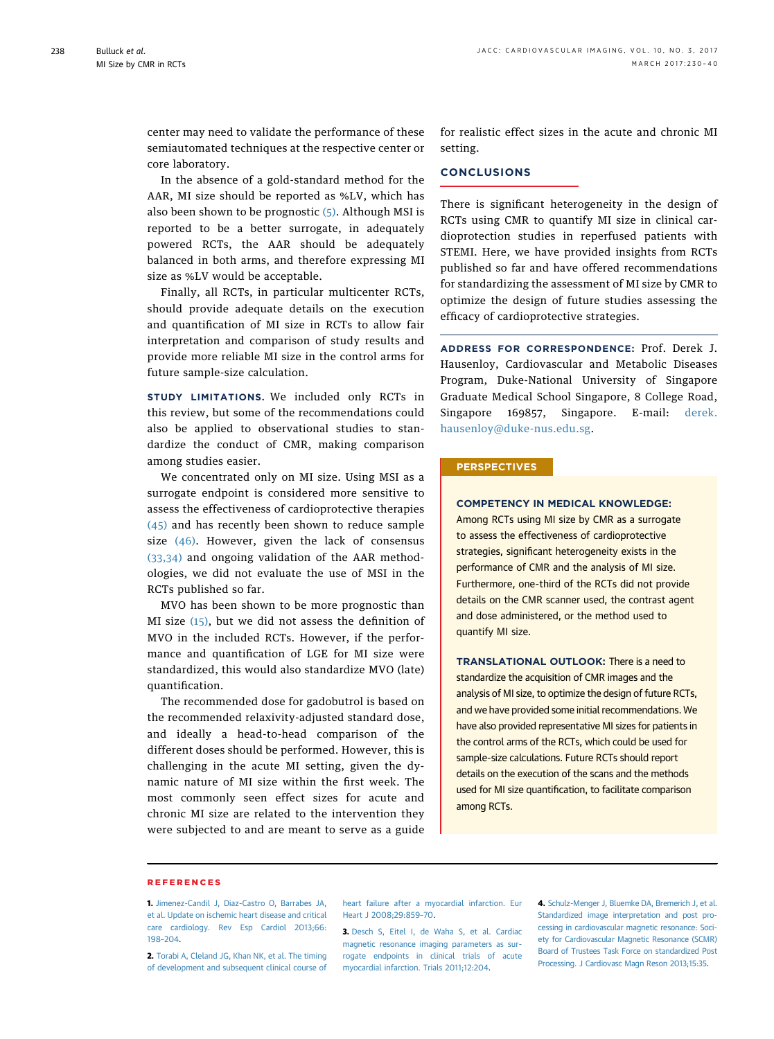center may need to validate the performance of these semiautomated techniques at the respective center or core laboratory.

In the absence of a gold-standard method for the AAR, MI size should be reported as %LV, which has also been shown to be prognostic (5). Although MSI is reported to be a better surrogate, in adequately powered RCTs, the AAR should be adequately balanced in both arms, and therefore expressing MI size as %LV would be acceptable.

Finally, all RCTs, in particular multicenter RCTs, should provide adequate details on the execution and quantification of MI size in RCTs to allow fair interpretation and comparison of study results and provide more reliable MI size in the control arms for future sample-size calculation.

**STUDY LIMITATIONS.** We included only RCTs in this review, but some of the recommendations could also be applied to observational studies to standardize the conduct of CMR, making comparison among studies easier.

We concentrated only on MI size. Using MSI as a surrogate endpoint is considered more sensitive to assess the effectiveness of cardioprotective therapies (45) and has recently been shown to reduce sample size (46). However, given the lack of consensus (33,34) and ongoing validation of the AAR methodologies, we did not evaluate the use of MSI in the RCTs published so far.

MVO has been shown to be more prognostic than MI size (15), but we did not assess the definition of MVO in the included RCTs. However, if the performance and quantification of LGE for MI size were standardized, this would also standardize MVO (late) quantification.

The recommended dose for gadobutrol is based on the recommended relaxivity-adjusted standard dose, and ideally a head-to-head comparison of the different doses should be performed. However, this is challenging in the acute MI setting, given the dynamic nature of MI size within the first week. The most commonly seen effect sizes for acute and chronic MI size are related to the intervention they were subjected to and are meant to serve as a guide for realistic effect sizes in the acute and chronic MI setting.

## CONCLUSIONS

There is significant heterogeneity in the design of RCTs using CMR to quantify MI size in clinical cardioprotection studies in reperfused patients with STEMI. Here, we have provided insights from RCTs published so far and have offered recommendations for standardizing the assessment of MI size by CMR to optimize the design of future studies assessing the efficacy of cardioprotective strategies.

**ADDRESS FOR CORRESPONDENCE:** Prof. Derek J. Hausenloy, Cardiovascular and Metabolic Diseases Program, Duke-National University of Singapore Graduate Medical School Singapore, 8 College Road, Singapore 169857, Singapore. E-mail: derek.hausenloy@duke-nus.edu.sg.

### PERSPECTIVES

**COMPETENCY IN MEDICAL KNOWLEDGE:** Among RCTs using MI size by CMR as a surrogate to assess the effectiveness of cardioprotective strategies, significant heterogeneity exists in the performance of CMR and the analysis of MI size. Furthermore, one-third of the RCTs did not provide details on the CMR scanner used, the contrast agent and dose administered, or the method used to quantify MI size.

**TRANSLATIONAL OUTLOOK:** There is a need to standardize the acquisition of CMR images and the analysis of MI size, to optimize the design of future RCTs, and we have provided some initial recommendations. We have also provided representative MI sizes for patients in the control arms of the RCTs, which could be used for sample-size calculations. Future RCTs should report details on the execution of the scans and the methods used for MI size quantification, to facilitate comparison among RCTs.

## REFERENCES

**1.** Jimenez-Candil J, Diaz-Castro O, Barrabes JA, et al. Update on ischemic heart disease and critical care cardiology. Rev Esp Cardiol 2013;66:198–204.

**2.** Torabi A, Cleland JG, Khan NK, et al. The timing of development and subsequent clinical course of heart failure after a myocardial infarction. Eur Heart J 2008;29:859–70.

**3.** Desch S, Eitel I, de Waha S, et al. Cardiac magnetic resonance imaging parameters as surrogate endpoints in clinical trials of acute myocardial infarction. Trials 2011;12:204.

**4.** Schulz-Menger J, Bluemke DA, Bremerich J, et al. Standardized image interpretation and post processing in cardiovascular magnetic resonance: Society for Cardiovascular Magnetic Resonance (SCMR) Board of Trustees Task Force on standardized Post Processing. J Cardiovasc Magn Reson 2013;15:35.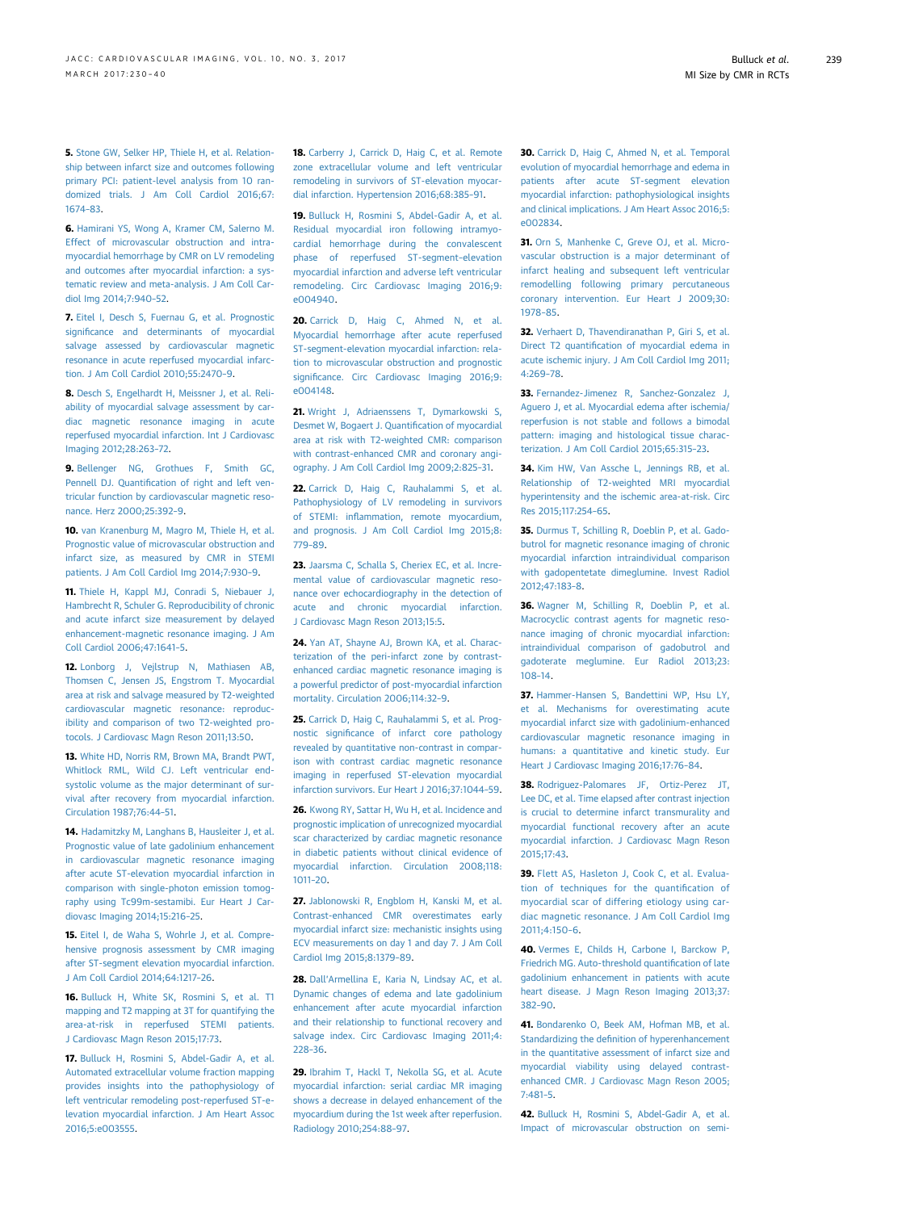5. Stone GW, Selker HP, Thiele H, et al. Relationship between infarct size and outcomes following primary PCI: patient-level analysis from 10 randomized trials. J Am Coll Cardiol 2016;67:1674–83.

6. Hamirani YS, Wong A, Kramer CM, Salerno M. Effect of microvascular obstruction and intramyocardial hemorrhage by CMR on LV remodeling and outcomes after myocardial infarction: a systematic review and meta-analysis. J Am Coll Cardiol Img 2014;7:940–52.

7. Eitel I, Desch S, Fuernau G, et al. Prognostic significance and determinants of myocardial salvage assessed by cardiovascular magnetic resonance in acute reperfused myocardial infarction. J Am Coll Cardiol 2010;55:2470–9.

8. Desch S, Engelhardt H, Meissner J, et al. Reliability of myocardial salvage assessment by cardiac magnetic resonance imaging in acute reperfused myocardial infarction. Int J Cardiovasc Imaging 2012;28:263–72.

9. Bellenger NG, Grothues F, Smith GC, Pennell DJ. Quantification of right and left ventricular function by cardiovascular magnetic resonance. Herz 2000;25:392–9.

10. van Kranenburg M, Magro M, Thiele H, et al. Prognostic value of microvascular obstruction and infarct size, as measured by CMR in STEMI patients. J Am Coll Cardiol Img 2014;7:930–9.

11. Thiele H, Kappl MJ, Conradi S, Niebauer J, Hambrecht R, Schuler G. Reproducibility of chronic and acute infarct size measurement by delayed enhancement-magnetic resonance imaging. J Am Coll Cardiol 2006;47:1641–5.

12. Lonborg J, Vejlstrup N, Mathiasen AB, Thomsen C, Jensen JS, Engstrom T. Myocardial area at risk and salvage measured by T2-weighted cardiovascular magnetic resonance: reproducibility and comparison of two T2-weighted protocols. J Cardiovasc Magn Reson 2011;13:50.

13. White HD, Norris RM, Brown MA, Brandt PWT, Whitlock RML, Wild CJ. Left ventricular endsystolic volume as the major determinant of survival after recovery from myocardial infarction. Circulation 1987;76:44–51.

14. Hadamitzky M, Langhans B, Hausleiter J, et al. Prognostic value of late gadolinium enhancement in cardiovascular magnetic resonance imaging after acute ST-elevation myocardial infarction in comparison with single-photon emission tomography using Tc99m-sestamibi. Eur Heart J Cardiovasc Imaging 2014;15:216–25.

15. Eitel I, de Waha S, Wohrle J, et al. Comprehensive prognosis assessment by CMR imaging after ST-segment elevation myocardial infarction. J Am Coll Cardiol 2014;64:1217–26.

16. Bulluck H, White SK, Rosmini S, et al. T1 mapping and T2 mapping at 3T for quantifying the area-at-risk in reperfused STEMI patients. J Cardiovasc Magn Reson 2015;17:73.

17. Bulluck H, Rosmini S, Abdel-Gadir A, et al. Automated extracellular volume fraction mapping provides insights into the pathophysiology of left ventricular remodeling post-reperfused ST-elevation myocardial infarction. J Am Heart Assoc 2016;5:e003555.

18. Carberry J, Carrick D, Haig C, et al. Remote zone extracellular volume and left ventricular remodeling in survivors of ST-elevation myocardial infarction. Hypertension 2016;68:385–91.

19. Bulluck H, Rosmini S, Abdel-Gadir A, et al. Residual myocardial iron following intramyocardial hemorrhage during the convalescent phase of reperfused ST-segment-elevation myocardial infarction and adverse left ventricular remodeling. Circ Cardiovasc Imaging 2016;9:e004940.

20. Carrick D, Haig C, Ahmed N, et al. Myocardial hemorrhage after acute reperfused ST-segment-elevation myocardial infarction: relation to microvascular obstruction and prognostic significance. Circ Cardiovasc Imaging 2016;9:e004148.

21. Wright J, Adriaenssens T, Dymarkowski S, Desmet W, Bogaert J. Quantification of myocardial area at risk with T2-weighted CMR: comparison with contrast-enhanced CMR and coronary angiography. J Am Coll Cardiol Img 2009;2:825–31.

22. Carrick D, Haig C, Rauhalammi S, et al. Pathophysiology of LV remodeling in survivors of STEMI: inflammation, remote myocardium, and prognosis. J Am Coll Cardiol Img 2015;8:779–89.

23. Jaarsma C, Schalla S, Cheriex EC, et al. Incremental value of cardiovascular magnetic resonance over echocardiography in the detection of acute and chronic myocardial infarction. J Cardiovasc Magn Reson 2013;15:5.

24. Yan AT, Shayne AJ, Brown KA, et al. Characterization of the peri-infarct zone by contrast-enhanced cardiac magnetic resonance imaging is a powerful predictor of post-myocardial infarction mortality. Circulation 2006;114:32–9.

25. Carrick D, Haig C, Rauhalammi S, et al. Prognostic significance of infarct core pathology revealed by quantitative non-contrast in comparison with contrast cardiac magnetic resonance imaging in reperfused ST-elevation myocardial infarction survivors. Eur Heart J 2016;37:1044–59.

26. Kwong RY, Sattar H, Wu H, et al. Incidence and prognostic implication of unrecognized myocardial scar characterized by cardiac magnetic resonance in diabetic patients without clinical evidence of myocardial infarction. Circulation 2008;118:1011–20.

27. Jablonowski R, Engblom H, Kanski M, et al. Contrast-enhanced CMR overestimates early myocardial infarct size: mechanistic insights using ECV measurements on day 1 and day 7. J Am Coll Cardiol Img 2015;8:1379–89.

28. Dall'Armellina E, Karia N, Lindsay AC, et al. Dynamic changes of edema and late gadolinium enhancement after acute myocardial infarction and their relationship to functional recovery and salvage index. Circ Cardiovasc Imaging 2011;4:228–36.

29. Ibrahim T, Hackl T, Nekolla SG, et al. Acute myocardial infarction: serial cardiac MR imaging shows a decrease in delayed enhancement of the myocardium during the 1st week after reperfusion. Radiology 2010;254:88–97.

30. Carrick D, Haig C, Ahmed N, et al. Temporal evolution of myocardial hemorrhage and edema in patients after acute ST-segment elevation myocardial infarction: pathophysiological insights and clinical implications. J Am Heart Assoc 2016;5:e002834.

31. Orn S, Manhenke C, Greve OJ, et al. Microvascular obstruction is a major determinant of infarct healing and subsequent left ventricular remodelling following primary percutaneous coronary intervention. Eur Heart J 2009;30:1978–85.

32. Verhaert D, Thavendiranathan P, Giri S, et al. Direct T2 quantification of myocardial edema in acute ischemic injury. J Am Coll Cardiol Img 2011;4:269–78.

33. Fernandez-Jimenez R, Sanchez-Gonzalez J, Aguero J, et al. Myocardial edema after ischemia/reperfusion is not stable and follows a bimodal pattern: imaging and histological tissue characterization. J Am Coll Cardiol 2015;65:315–23.

34. Kim HW, Van Assche L, Jennings RB, et al. Relationship of T2-weighted MRI myocardial hyperintensity and the ischemic area-at-risk. Circ Res 2015;117:254–65.

35. Durmus T, Schilling R, Doeblin P, et al. Gadobutrol for magnetic resonance imaging of chronic myocardial infarction intraindividual comparison with gadopentetate dimeglumine. Invest Radiol 2012;47:183–8.

36. Wagner M, Schilling R, Doeblin P, et al. Macrocyclic contrast agents for magnetic resonance imaging of chronic myocardial infarction: intraindividual comparison of gadobutrol and gadoterate meglumine. Eur Radiol 2013;23:108–14.

37. Hammer-Hansen S, Bandettini WP, Hsu LY, et al. Mechanisms for overestimating acute myocardial infarct size with gadolinium-enhanced cardiovascular magnetic resonance imaging in humans: a quantitative and kinetic study. Eur Heart J Cardiovasc Imaging 2016;17:76–84.

38. Rodriguez-Palomares JF, Ortiz-Perez JT, Lee DC, et al. Time elapsed after contrast injection is crucial to determine infarct transmurality and myocardial functional recovery after an acute myocardial infarction. J Cardiovasc Magn Reson 2015;17:43.

39. Flett AS, Hasleton J, Cook C, et al. Evaluation of techniques for the quantification of myocardial scar of differing etiology using cardiac magnetic resonance. J Am Coll Cardiol Img 2011;4:150–6.

40. Vermes E, Childs H, Carbone I, Barckow P, Friedrich MG. Auto-threshold quantification of late gadolinium enhancement in patients with acute heart disease. J Magn Reson Imaging 2013;37:382–90.

41. Bondarenko O, Beek AM, Hofman MB, et al. Standardizing the definition of hyperenhancement in the quantitative assessment of infarct size and myocardial viability using delayed contrast-enhanced CMR. J Cardiovasc Magn Reson 2005;7:481–5.

42. Bulluck H, Rosmini S, Abdel-Gadir A, et al. Impact of microvascular obstruction on semi-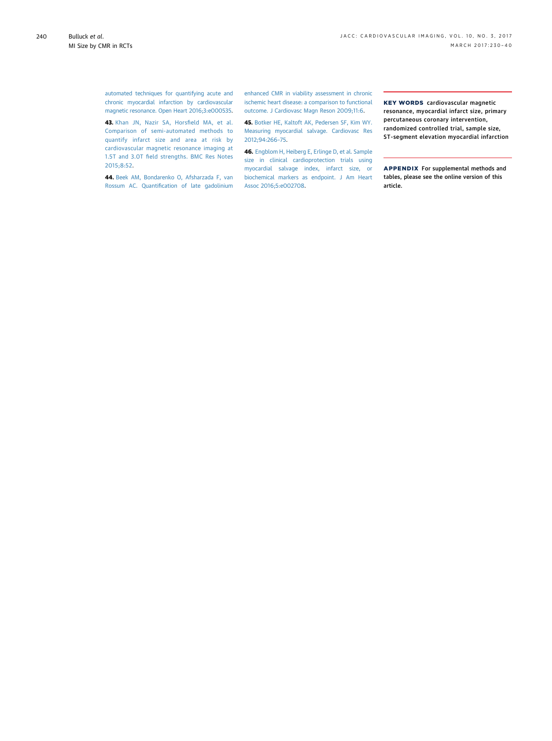automated techniques for quantifying acute and chronic myocardial infarction by cardiovascular magnetic resonance. Open Heart 2016;3:e000535.

**43.** Khan JN, Nazir SA, Horsfield MA, et al. Comparison of semi-automated methods to quantify infarct size and area at risk by cardiovascular magnetic resonance imaging at 1.5T and 3.0T field strengths. BMC Res Notes 2015;8:52.

**44.** Beek AM, Bondarenko O, Afsharzada F, van Rossum AC. Quantification of late gadolinium enhanced CMR in viability assessment in chronic ischemic heart disease: a comparison to functional outcome. J Cardiovasc Magn Reson 2009;11:6.

**45.** Botker HE, Kaltoft AK, Pedersen SF, Kim WY. Measuring myocardial salvage. Cardiovasc Res 2012;94:266–75.

**46.** Engblom H, Heiberg E, Erlinge D, et al. Sample size in clinical cardioprotection trials using myocardial salvage index, infarct size, or biochemical markers as endpoint. J Am Heart Assoc 2016;5:e002708.

**KEY WORDS** cardiovascular magnetic resonance, myocardial infarct size, primary percutaneous coronary intervention, randomized controlled trial, sample size, ST-segment elevation myocardial infarction

**APPENDIX** For supplemental methods and tables, please see the online version of this article.